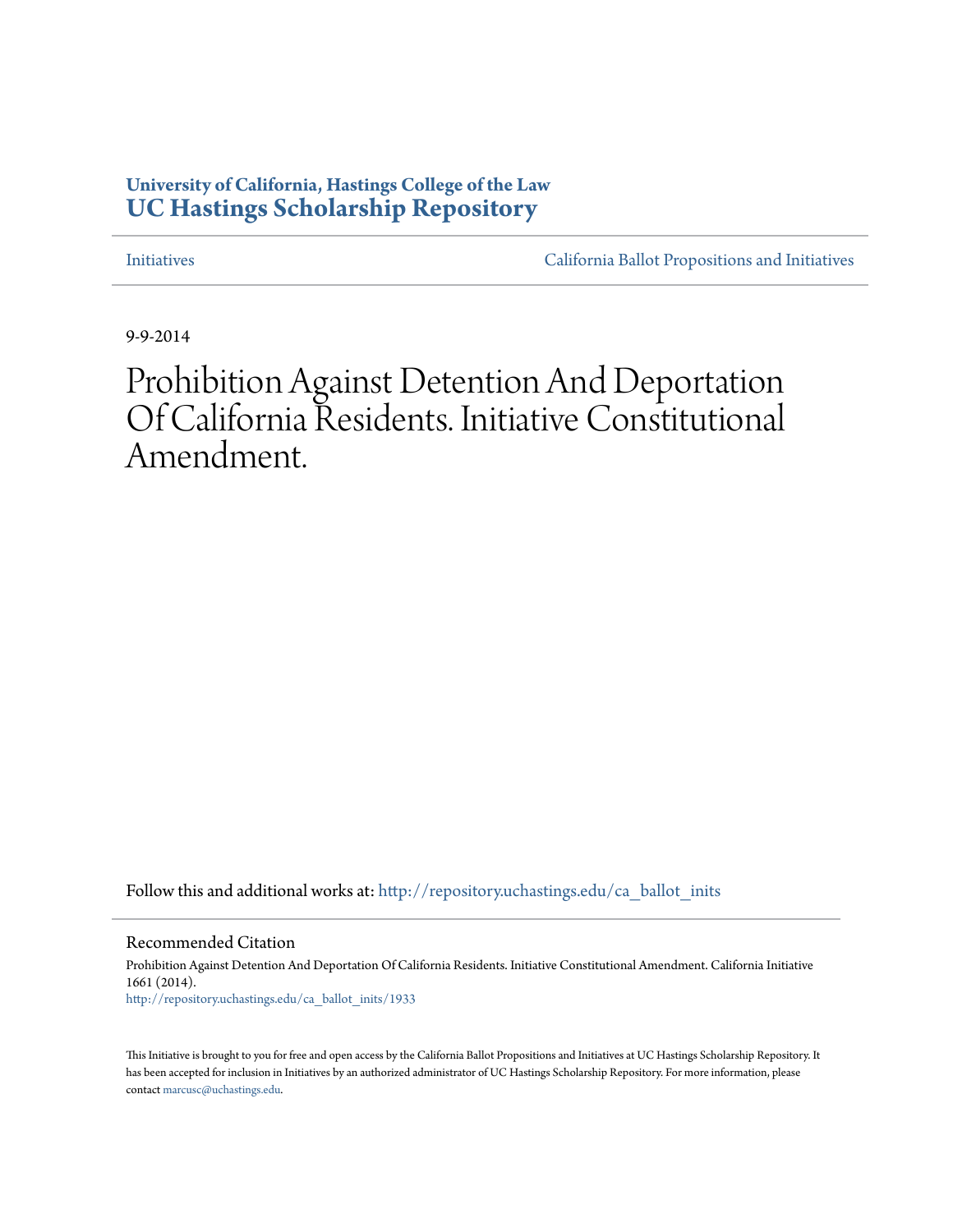**University of California, Hastings College of the Law**
**UC Hastings Scholarship Repository**

Initiatives | California Ballot Propositions and Initiatives

9-9-2014

# Prohibition Against Detention And Deportation Of California Residents. Initiative Constitutional Amendment.

Follow this and additional works at: http://repository.uchastings.edu/ca_ballot_inits

## Recommended Citation

Prohibition Against Detention And Deportation Of California Residents. Initiative Constitutional Amendment. California Initiative 1661 (2014).
http://repository.uchastings.edu/ca_ballot_inits/1933

This Initiative is brought to you for free and open access by the California Ballot Propositions and Initiatives at UC Hastings Scholarship Repository. It has been accepted for inclusion in Initiatives by an authorized administrator of UC Hastings Scholarship Repository. For more information, please contact marcusc@uchastings.edu.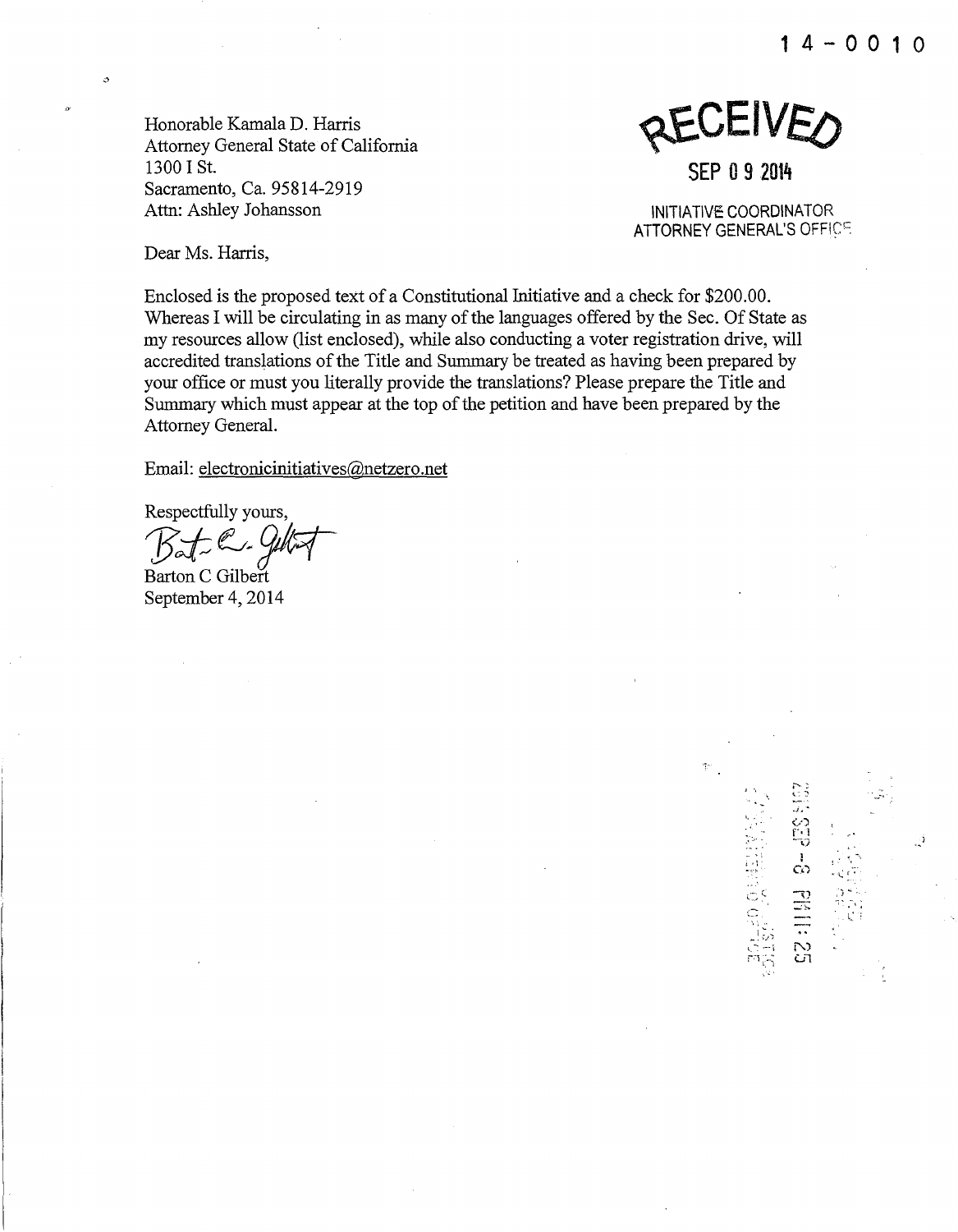14-0010

Honorable Kamala D. Harris
Attorney General State of California
1300 I St.
Sacramento, Ca. 95814-2919
Attn: Ashley Johansson

RECEIVED
SEP 09 2014
INITIATIVE COORDINATOR
ATTORNEY GENERAL'S OFFICE

Dear Ms. Harris,

Enclosed is the proposed text of a Constitutional Initiative and a check for $200.00. Whereas I will be circulating in as many of the languages offered by the Sec. Of State as my resources allow (list enclosed), while also conducting a voter registration drive, will accredited translations of the Title and Summary be treated as having been prepared by your office or must you literally provide the translations? Please prepare the Title and Summary which must appear at the top of the petition and have been prepared by the Attorney General.

Email: electronicinitiatives@netzero.net

Respectfully yours,

Barton C Gilbert
September 4, 2014

2014 SEP -8 PM 11:25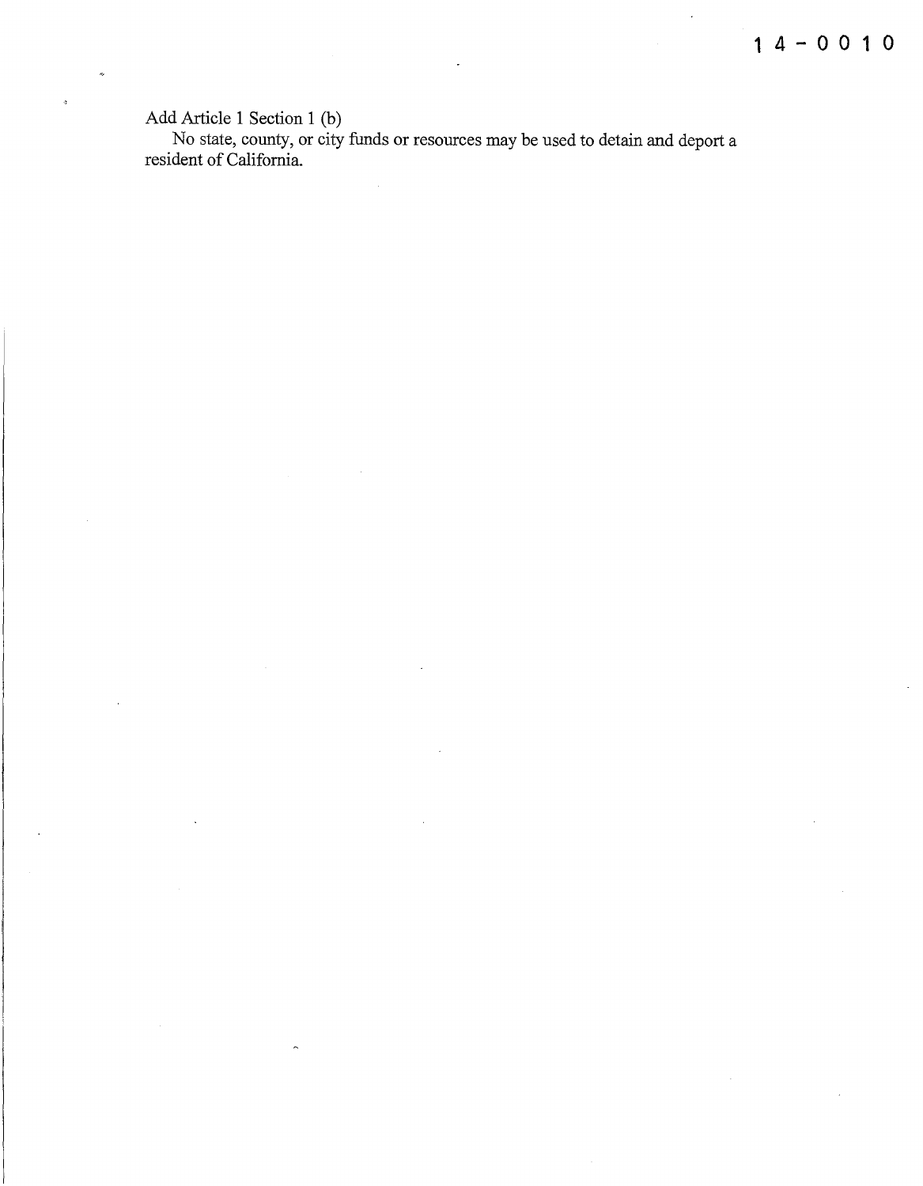14-0010

Add Article 1 Section 1 (b)

No state, county, or city funds or resources may be used to detain and deport a resident of California.